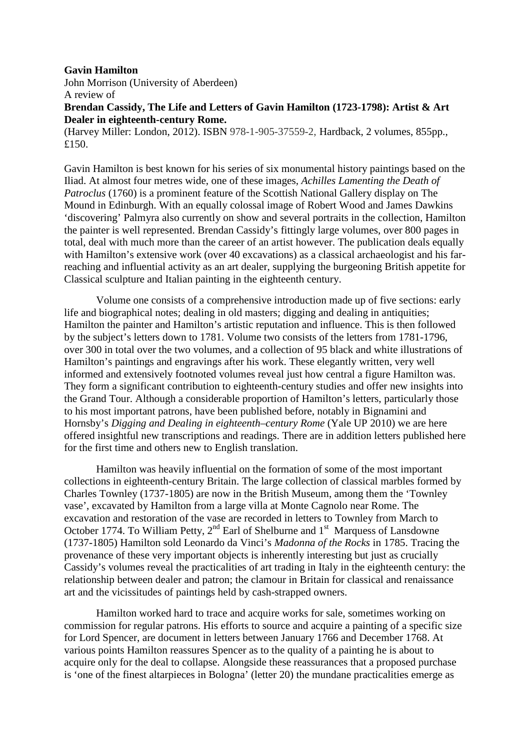**Gavin Hamilton**

John Morrison (University of Aberdeen)

A review of

**Brendan Cassidy, The Life and Letters of Gavin Hamilton (1723-1798): Artist & Art Dealer in eighteenth-century Rome.**

(Harvey Miller: London, 2012). ISBN 978-1-905-37559-2, Hardback, 2 volumes, 855pp., £150.

Gavin Hamilton is best known for his series of six monumental history paintings based on the Iliad. At almost four metres wide, one of these images, *Achilles Lamenting the Death of Patroclus* (1760) is a prominent feature of the Scottish National Gallery display on The Mound in Edinburgh. With an equally colossal image of Robert Wood and James Dawkins 'discovering' Palmyra also currently on show and several portraits in the collection, Hamilton the painter is well represented. Brendan Cassidy's fittingly large volumes, over 800 pages in total, deal with much more than the career of an artist however. The publication deals equally with Hamilton's extensive work (over 40 excavations) as a classical archaeologist and his far-reaching and influential activity as an art dealer, supplying the burgeoning British appetite for Classical sculpture and Italian painting in the eighteenth century.

Volume one consists of a comprehensive introduction made up of five sections: early life and biographical notes; dealing in old masters; digging and dealing in antiquities; Hamilton the painter and Hamilton's artistic reputation and influence. This is then followed by the subject's letters down to 1781. Volume two consists of the letters from 1781-1796, over 300 in total over the two volumes, and a collection of 95 black and white illustrations of Hamilton's paintings and engravings after his work. These elegantly written, very well informed and extensively footnoted volumes reveal just how central a figure Hamilton was. They form a significant contribution to eighteenth-century studies and offer new insights into the Grand Tour. Although a considerable proportion of Hamilton's letters, particularly those to his most important patrons, have been published before, notably in Bignamini and Hornsby's *Digging and Dealing in eighteenth–century Rome* (Yale UP 2010) we are here offered insightful new transcriptions and readings. There are in addition letters published here for the first time and others new to English translation.

Hamilton was heavily influential on the formation of some of the most important collections in eighteenth-century Britain. The large collection of classical marbles formed by Charles Townley (1737-1805) are now in the British Museum, among them the 'Townley vase', excavated by Hamilton from a large villa at Monte Cagnolo near Rome. The excavation and restoration of the vase are recorded in letters to Townley from March to October 1774. To William Petty, 2nd Earl of Shelburne and 1st Marquess of Lansdowne (1737-1805) Hamilton sold Leonardo da Vinci's *Madonna of the Rocks* in 1785. Tracing the provenance of these very important objects is inherently interesting but just as crucially Cassidy's volumes reveal the practicalities of art trading in Italy in the eighteenth century: the relationship between dealer and patron; the clamour in Britain for classical and renaissance art and the vicissitudes of paintings held by cash-strapped owners.

Hamilton worked hard to trace and acquire works for sale, sometimes working on commission for regular patrons. His efforts to source and acquire a painting of a specific size for Lord Spencer, are document in letters between January 1766 and December 1768. At various points Hamilton reassures Spencer as to the quality of a painting he is about to acquire only for the deal to collapse. Alongside these reassurances that a proposed purchase is 'one of the finest altarpieces in Bologna' (letter 20) the mundane practicalities emerge as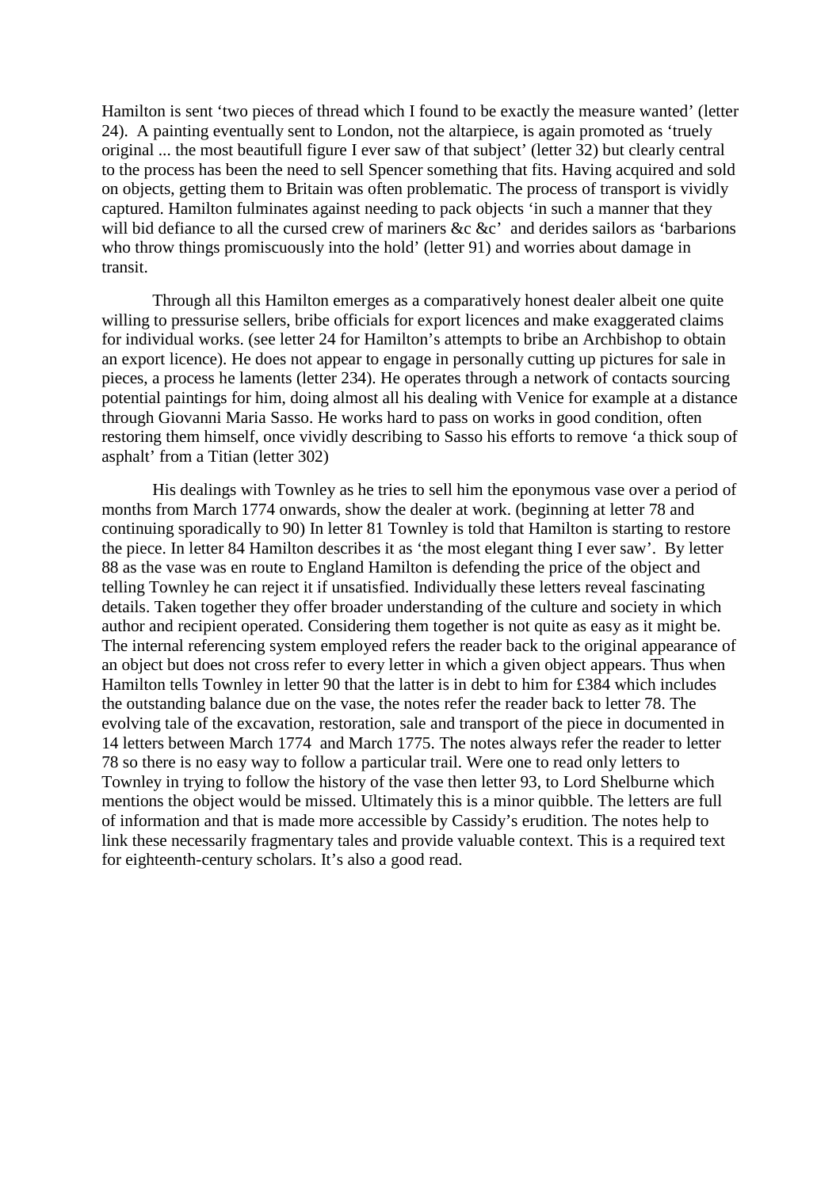Hamilton is sent 'two pieces of thread which I found to be exactly the measure wanted' (letter 24). A painting eventually sent to London, not the altarpiece, is again promoted as 'truely original ... the most beautifull figure I ever saw of that subject' (letter 32) but clearly central to the process has been the need to sell Spencer something that fits. Having acquired and sold on objects, getting them to Britain was often problematic. The process of transport is vividly captured. Hamilton fulminates against needing to pack objects 'in such a manner that they will bid defiance to all the cursed crew of mariners &c &c' and derides sailors as 'barbarions who throw things promiscuously into the hold' (letter 91) and worries about damage in transit.

Through all this Hamilton emerges as a comparatively honest dealer albeit one quite willing to pressurise sellers, bribe officials for export licences and make exaggerated claims for individual works. (see letter 24 for Hamilton's attempts to bribe an Archbishop to obtain an export licence). He does not appear to engage in personally cutting up pictures for sale in pieces, a process he laments (letter 234). He operates through a network of contacts sourcing potential paintings for him, doing almost all his dealing with Venice for example at a distance through Giovanni Maria Sasso. He works hard to pass on works in good condition, often restoring them himself, once vividly describing to Sasso his efforts to remove 'a thick soup of asphalt' from a Titian (letter 302)

His dealings with Townley as he tries to sell him the eponymous vase over a period of months from March 1774 onwards, show the dealer at work. (beginning at letter 78 and continuing sporadically to 90) In letter 81 Townley is told that Hamilton is starting to restore the piece. In letter 84 Hamilton describes it as 'the most elegant thing I ever saw'. By letter 88 as the vase was en route to England Hamilton is defending the price of the object and telling Townley he can reject it if unsatisfied. Individually these letters reveal fascinating details. Taken together they offer broader understanding of the culture and society in which author and recipient operated. Considering them together is not quite as easy as it might be. The internal referencing system employed refers the reader back to the original appearance of an object but does not cross refer to every letter in which a given object appears. Thus when Hamilton tells Townley in letter 90 that the latter is in debt to him for £384 which includes the outstanding balance due on the vase, the notes refer the reader back to letter 78. The evolving tale of the excavation, restoration, sale and transport of the piece in documented in 14 letters between March 1774 and March 1775. The notes always refer the reader to letter 78 so there is no easy way to follow a particular trail. Were one to read only letters to Townley in trying to follow the history of the vase then letter 93, to Lord Shelburne which mentions the object would be missed. Ultimately this is a minor quibble. The letters are full of information and that is made more accessible by Cassidy's erudition. The notes help to link these necessarily fragmentary tales and provide valuable context. This is a required text for eighteenth-century scholars. It's also a good read.